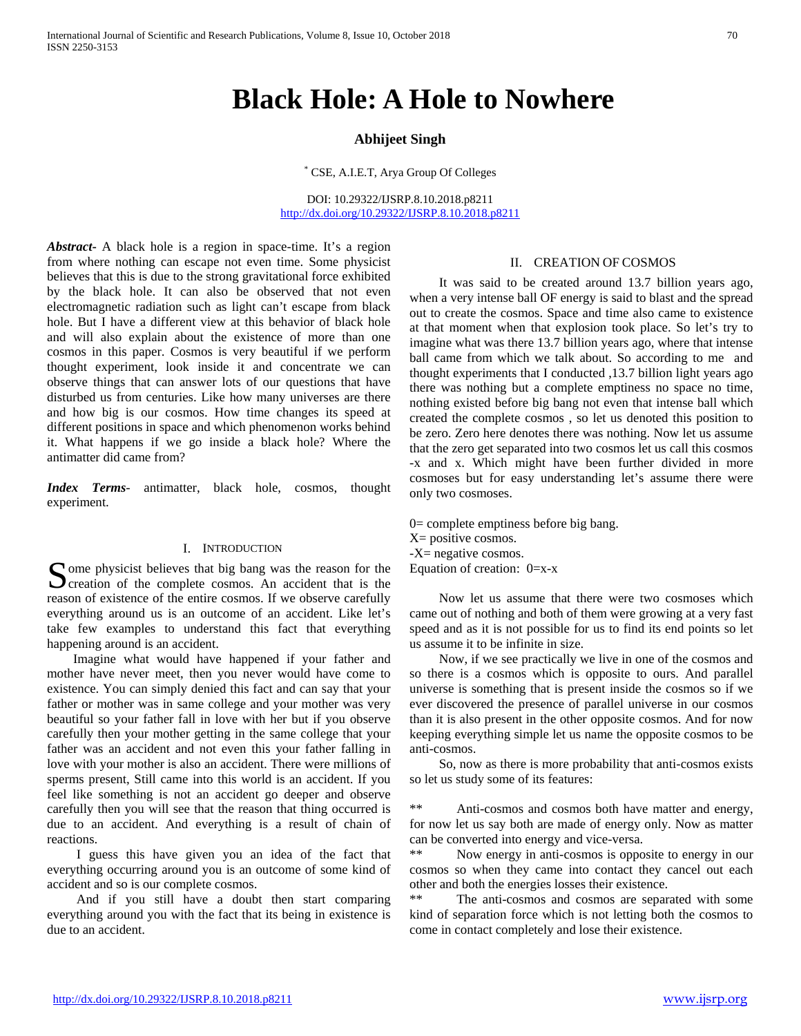# Black Hole: A Hole to Nowhere

**Abhijeet Singh**

[*] CSE, A.I.E.T, Arya Group Of Colleges

DOI: 10.29322/IJSRP.8.10.2018.p8211
http://dx.doi.org/10.29322/IJSRP.8.10.2018.p8211

***Abstract***- A black hole is a region in space-time. It's a region from where nothing can escape not even time. Some physicist believes that this is due to the strong gravitational force exhibited by the black hole. It can also be observed that not even electromagnetic radiation such as light can't escape from black hole. But I have a different view at this behavior of black hole and will also explain about the existence of more than one cosmos in this paper. Cosmos is very beautiful if we perform thought experiment, look inside it and concentrate we can observe things that can answer lots of our questions that have disturbed us from centuries. Like how many universes are there and how big is our cosmos. How time changes its speed at different positions in space and which phenomenon works behind it. What happens if we go inside a black hole? Where the antimatter did came from?

***Index Terms***- antimatter, black hole, cosmos, thought experiment.

## I. Introduction

Some physicist believes that big bang was the reason for the creation of the complete cosmos. An accident that is the reason of existence of the entire cosmos. If we observe carefully everything around us is an outcome of an accident. Like let's take few examples to understand this fact that everything happening around is an accident.

Imagine what would have happened if your father and mother have never meet, then you never would have come to existence. You can simply denied this fact and can say that your father or mother was in same college and your mother was very beautiful so your father fall in love with her but if you observe carefully then your mother getting in the same college that your father was an accident and not even this your father falling in love with your mother is also an accident. There were millions of sperms present, Still came into this world is an accident. If you feel like something is not an accident go deeper and observe carefully then you will see that the reason that thing occurred is due to an accident. And everything is a result of chain of reactions.

I guess this have given you an idea of the fact that everything occurring around you is an outcome of some kind of accident and so is our complete cosmos.

And if you still have a doubt then start comparing everything around you with the fact that its being in existence is due to an accident.

## II. Creation of Cosmos

It was said to be created around 13.7 billion years ago, when a very intense ball OF energy is said to blast and the spread out to create the cosmos. Space and time also came to existence at that moment when that explosion took place. So let's try to imagine what was there 13.7 billion years ago, where that intense ball came from which we talk about. So according to me and thought experiments that I conducted ,13.7 billion light years ago there was nothing but a complete emptiness no space no time, nothing existed before big bang not even that intense ball which created the complete cosmos , so let us denoted this position to be zero. Zero here denotes there was nothing. Now let us assume that the zero get separated into two cosmos let us call this cosmos -x and x. Which might have been further divided in more cosmoses but for easy understanding let's assume there were only two cosmoses.

0= complete emptiness before big bang.
X= positive cosmos.
-X= negative cosmos.
Equation of creation: $0=x-x$

Now let us assume that there were two cosmoses which came out of nothing and both of them were growing at a very fast speed and as it is not possible for us to find its end points so let us assume it to be infinite in size.

Now, if we see practically we live in one of the cosmos and so there is a cosmos which is opposite to ours. And parallel universe is something that is present inside the cosmos so if we ever discovered the presence of parallel universe in our cosmos than it is also present in the other opposite cosmos. And for now keeping everything simple let us name the opposite cosmos to be anti-cosmos.

So, now as there is more probability that anti-cosmos exists so let us study some of its features:

** Anti-cosmos and cosmos both have matter and energy, for now let us say both are made of energy only. Now as matter can be converted into energy and vice-versa.

** Now energy in anti-cosmos is opposite to energy in our cosmos so when they came into contact they cancel out each other and both the energies losses their existence.

** The anti-cosmos and cosmos are separated with some kind of separation force which is not letting both the cosmos to come in contact completely and lose their existence.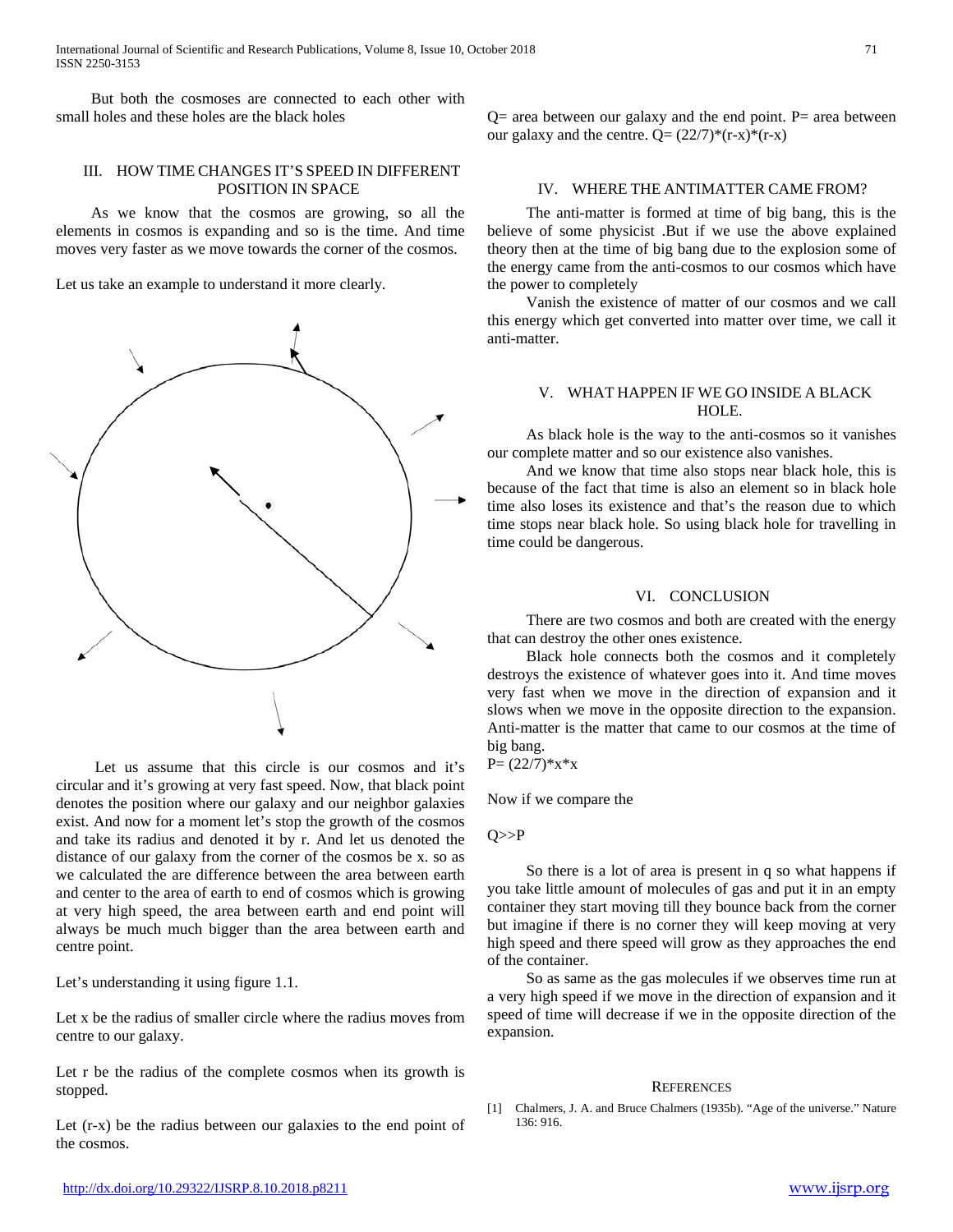But both the cosmoses are connected to each other with small holes and these holes are the black holes

## III. HOW TIME CHANGES IT'S SPEED IN DIFFERENT POSITION IN SPACE

As we know that the cosmos are growing, so all the elements in cosmos is expanding and so is the time. And time moves very faster as we move towards the corner of the cosmos.

Let us take an example to understand it more clearly.

Let us assume that this circle is our cosmos and it's circular and it's growing at very fast speed. Now, that black point denotes the position where our galaxy and our neighbor galaxies exist. And now for a moment let's stop the growth of the cosmos and take its radius and denoted it by r. And let us denoted the distance of our galaxy from the corner of the cosmos be x. so as we calculated the are difference between the area between earth and center to the area of earth to end of cosmos which is growing at very high speed, the area between earth and end point will always be much much bigger than the area between earth and centre point.

Let's understanding it using figure 1.1.

Let x be the radius of smaller circle where the radius moves from centre to our galaxy.

Let r be the radius of the complete cosmos when its growth is stopped.

Let (r-x) be the radius between our galaxies to the end point of the cosmos.

Q= area between our galaxy and the end point. P= area between our galaxy and the centre. $Q= (22/7)*(r-x)*(r-x)$

$P= (22/7)*x*x$

Now if we compare the

$Q>>P$

So there is a lot of area is present in q so what happens if you take little amount of molecules of gas and put it in an empty container they start moving till they bounce back from the corner but imagine if there is no corner they will keep moving at very high speed and there speed will grow as they approaches the end of the container.

So as same as the gas molecules if we observes time run at a very high speed if we move in the direction of expansion and it speed of time will decrease if we in the opposite direction of the expansion.

## IV. WHERE THE ANTIMATTER CAME FROM?

The anti-matter is formed at time of big bang, this is the believe of some physicist .But if we use the above explained theory then at the time of big bang due to the explosion some of the energy came from the anti-cosmos to our cosmos which have the power to completely

Vanish the existence of matter of our cosmos and we call this energy which get converted into matter over time, we call it anti-matter.

## V. WHAT HAPPEN IF WE GO INSIDE A BLACK HOLE.

As black hole is the way to the anti-cosmos so it vanishes our complete matter and so our existence also vanishes.

And we know that time also stops near black hole, this is because of the fact that time is also an element so in black hole time also loses its existence and that's the reason due to which time stops near black hole. So using black hole for travelling in time could be dangerous.

## VI. CONCLUSION

There are two cosmos and both are created with the energy that can destroy the other ones existence.

Black hole connects both the cosmos and it completely destroys the existence of whatever goes into it. And time moves very fast when we move in the direction of expansion and it slows when we move in the opposite direction to the expansion. Anti-matter is the matter that came to our cosmos at the time of big bang.

## REFERENCES

[1] Chalmers, J. A. and Bruce Chalmers (1935b). "Age of the universe." Nature 136: 916.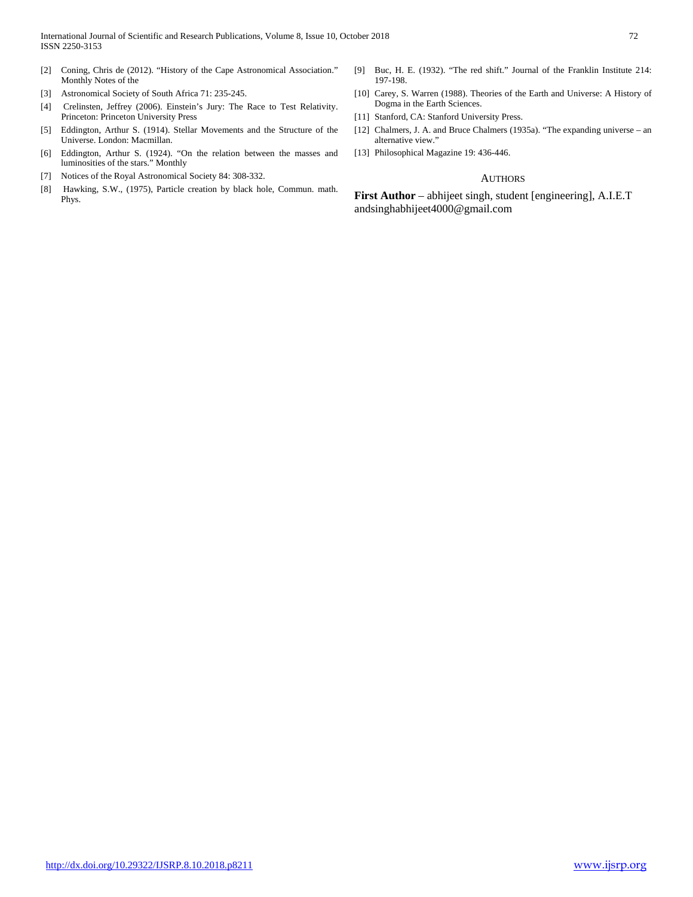[2] Coning, Chris de (2012). "History of the Cape Astronomical Association." Monthly Notes of the

[3] Astronomical Society of South Africa 71: 235-245.

[4] Crelinsten, Jeffrey (2006). Einstein's Jury: The Race to Test Relativity. Princeton: Princeton University Press

[5] Eddington, Arthur S. (1914). Stellar Movements and the Structure of the Universe. London: Macmillan.

[6] Eddington, Arthur S. (1924). "On the relation between the masses and luminosities of the stars." Monthly

[7] Notices of the Royal Astronomical Society 84: 308-332.

[8] Hawking, S.W., (1975), Particle creation by black hole, Commun. math. Phys.

[9] Buc, H. E. (1932). "The red shift." Journal of the Franklin Institute 214: 197-198.

[10] Carey, S. Warren (1988). Theories of the Earth and Universe: A History of Dogma in the Earth Sciences.

[11] Stanford, CA: Stanford University Press.

[12] Chalmers, J. A. and Bruce Chalmers (1935a). "The expanding universe – an alternative view."

[13] Philosophical Magazine 19: 436-446.

## AUTHORS

**First Author** – abhijeet singh, student [engineering], A.I.E.T andsinghabhijeet4000@gmail.com